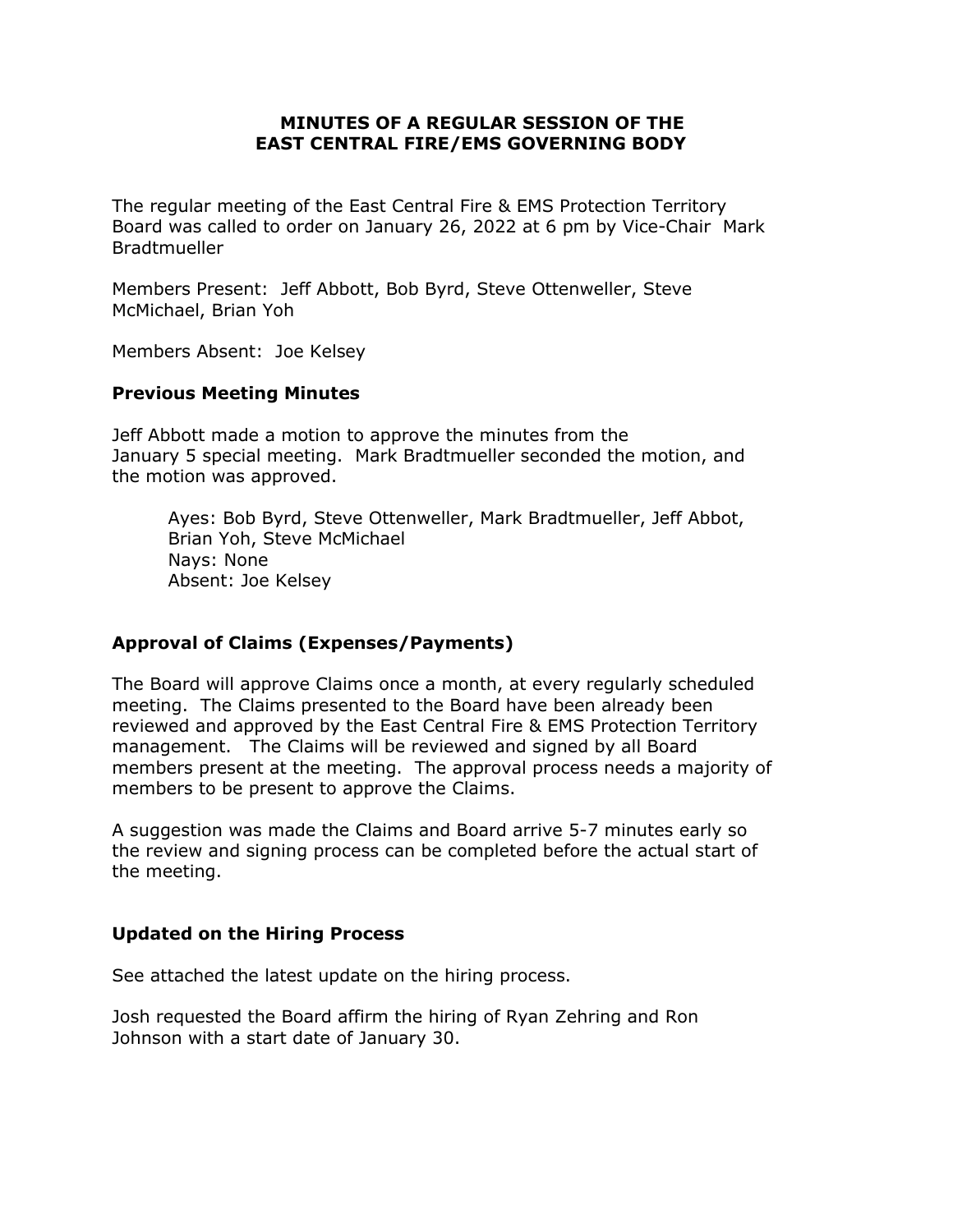# MINUTES OF A REGULAR SESSION OF THE EAST CENTRAL FIRE/EMS GOVERNING BODY

The regular meeting of the East Central Fire & EMS Protection Territory Board was called to order on January 26, 2022 at 6 pm by Vice-Chair Mark Bradtmueller

Members Present: Jeff Abbott, Bob Byrd, Steve Ottenweller, Steve McMichael, Brian Yoh

Members Absent: Joe Kelsey

## Previous Meeting Minutes

Jeff Abbott made a motion to approve the minutes from the January 5 special meeting. Mark Bradtmueller seconded the motion, and the motion was approved.

> Ayes: Bob Byrd, Steve Ottenweller, Mark Bradtmueller, Jeff Abbot, Brian Yoh, Steve McMichael
> Nays: None
> Absent: Joe Kelsey

## Approval of Claims (Expenses/Payments)

The Board will approve Claims once a month, at every regularly scheduled meeting. The Claims presented to the Board have been already been reviewed and approved by the East Central Fire & EMS Protection Territory management. The Claims will be reviewed and signed by all Board members present at the meeting. The approval process needs a majority of members to be present to approve the Claims.

A suggestion was made the Claims and Board arrive 5-7 minutes early so the review and signing process can be completed before the actual start of the meeting.

## Updated on the Hiring Process

See attached the latest update on the hiring process.

Josh requested the Board affirm the hiring of Ryan Zehring and Ron Johnson with a start date of January 30.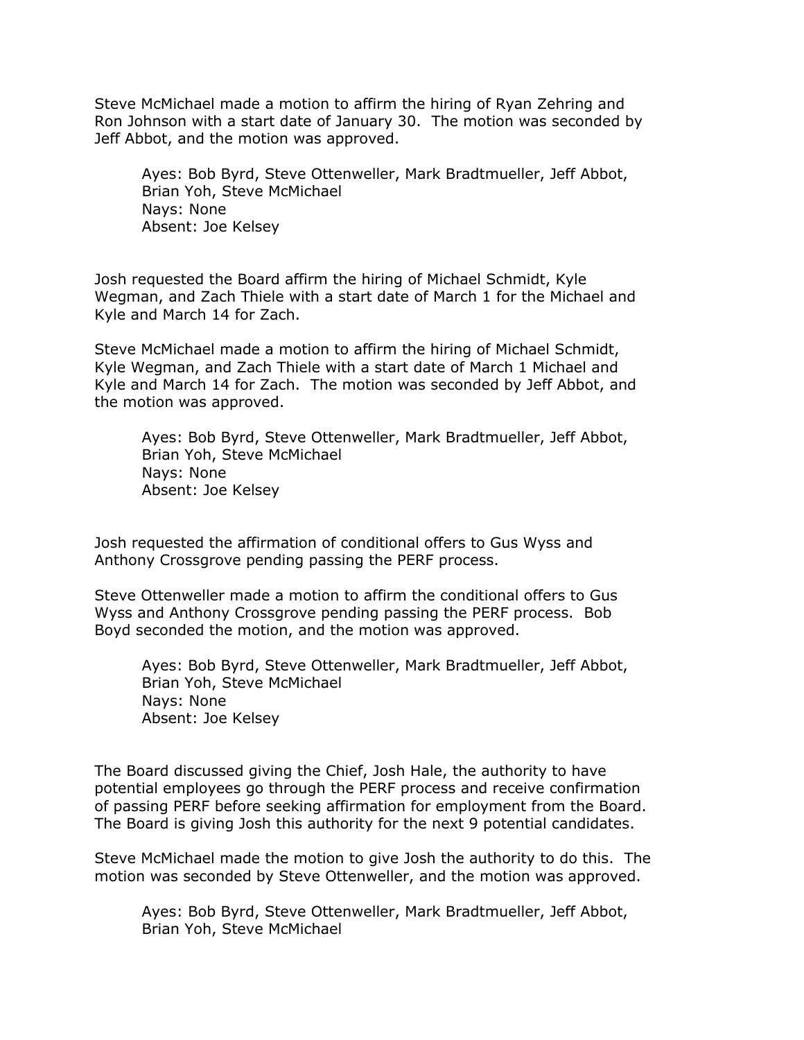Steve McMichael made a motion to affirm the hiring of Ryan Zehring and Ron Johnson with a start date of January 30. The motion was seconded by Jeff Abbot, and the motion was approved.

> Ayes: Bob Byrd, Steve Ottenweller, Mark Bradtmueller, Jeff Abbot, Brian Yoh, Steve McMichael
> Nays: None
> Absent: Joe Kelsey

Josh requested the Board affirm the hiring of Michael Schmidt, Kyle Wegman, and Zach Thiele with a start date of March 1 for the Michael and Kyle and March 14 for Zach.

Steve McMichael made a motion to affirm the hiring of Michael Schmidt, Kyle Wegman, and Zach Thiele with a start date of March 1 Michael and Kyle and March 14 for Zach. The motion was seconded by Jeff Abbot, and the motion was approved.

> Ayes: Bob Byrd, Steve Ottenweller, Mark Bradtmueller, Jeff Abbot, Brian Yoh, Steve McMichael
> Nays: None
> Absent: Joe Kelsey

Josh requested the affirmation of conditional offers to Gus Wyss and Anthony Crossgrove pending passing the PERF process.

Steve Ottenweller made a motion to affirm the conditional offers to Gus Wyss and Anthony Crossgrove pending passing the PERF process. Bob Boyd seconded the motion, and the motion was approved.

> Ayes: Bob Byrd, Steve Ottenweller, Mark Bradtmueller, Jeff Abbot, Brian Yoh, Steve McMichael
> Nays: None
> Absent: Joe Kelsey

The Board discussed giving the Chief, Josh Hale, the authority to have potential employees go through the PERF process and receive confirmation of passing PERF before seeking affirmation for employment from the Board. The Board is giving Josh this authority for the next 9 potential candidates.

Steve McMichael made the motion to give Josh the authority to do this. The motion was seconded by Steve Ottenweller, and the motion was approved.

> Ayes: Bob Byrd, Steve Ottenweller, Mark Bradtmueller, Jeff Abbot, Brian Yoh, Steve McMichael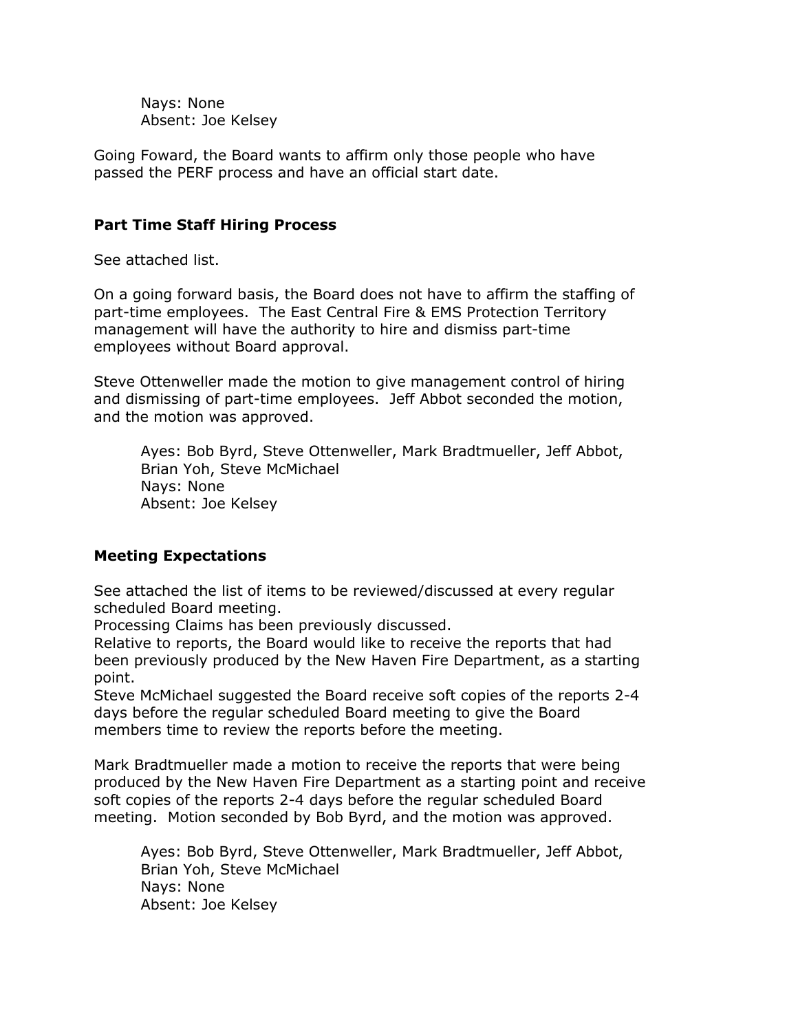Nays: None
Absent: Joe Kelsey

Going Foward, the Board wants to affirm only those people who have passed the PERF process and have an official start date.

**Part Time Staff Hiring Process**

See attached list.

On a going forward basis, the Board does not have to affirm the staffing of part-time employees. The East Central Fire & EMS Protection Territory management will have the authority to hire and dismiss part-time employees without Board approval.

Steve Ottenweller made the motion to give management control of hiring and dismissing of part-time employees. Jeff Abbot seconded the motion, and the motion was approved.

Ayes: Bob Byrd, Steve Ottenweller, Mark Bradtmueller, Jeff Abbot, Brian Yoh, Steve McMichael
Nays: None
Absent: Joe Kelsey

**Meeting Expectations**

See attached the list of items to be reviewed/discussed at every regular scheduled Board meeting.
Processing Claims has been previously discussed.
Relative to reports, the Board would like to receive the reports that had been previously produced by the New Haven Fire Department, as a starting point.
Steve McMichael suggested the Board receive soft copies of the reports 2-4 days before the regular scheduled Board meeting to give the Board members time to review the reports before the meeting.

Mark Bradtmueller made a motion to receive the reports that were being produced by the New Haven Fire Department as a starting point and receive soft copies of the reports 2-4 days before the regular scheduled Board meeting. Motion seconded by Bob Byrd, and the motion was approved.

Ayes: Bob Byrd, Steve Ottenweller, Mark Bradtmueller, Jeff Abbot, Brian Yoh, Steve McMichael
Nays: None
Absent: Joe Kelsey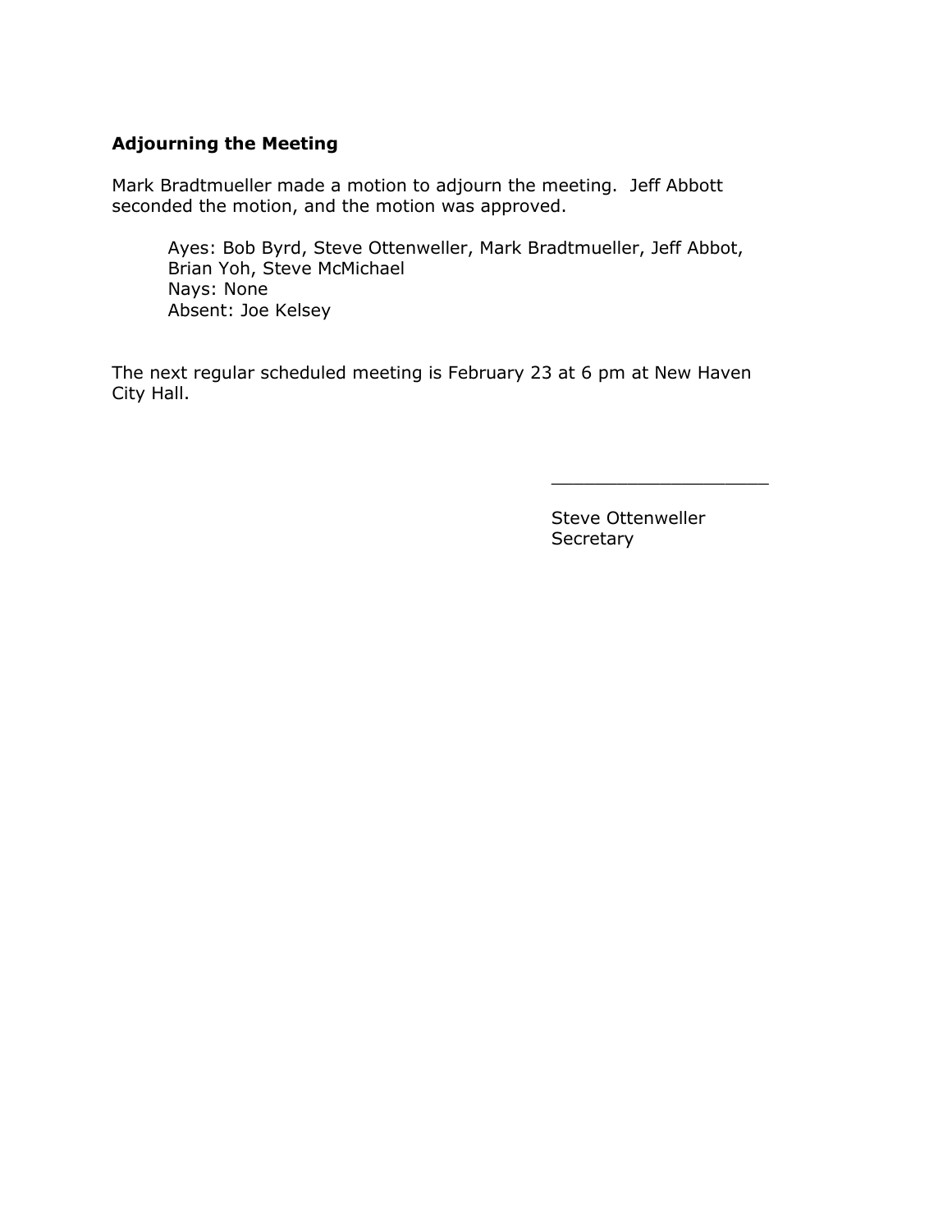### Adjourning the Meeting

Mark Bradtmueller made a motion to adjourn the meeting. Jeff Abbott seconded the motion, and the motion was approved.

> Ayes: Bob Byrd, Steve Ottenweller, Mark Bradtmueller, Jeff Abbot, Brian Yoh, Steve McMichael
> Nays: None
> Absent: Joe Kelsey

The next regular scheduled meeting is February 23 at 6 pm at New Haven City Hall.

\_\_\_\_\_\_\_\_\_\_\_\_\_\_\_\_\_\_\_\_

Steve Ottenweller
Secretary